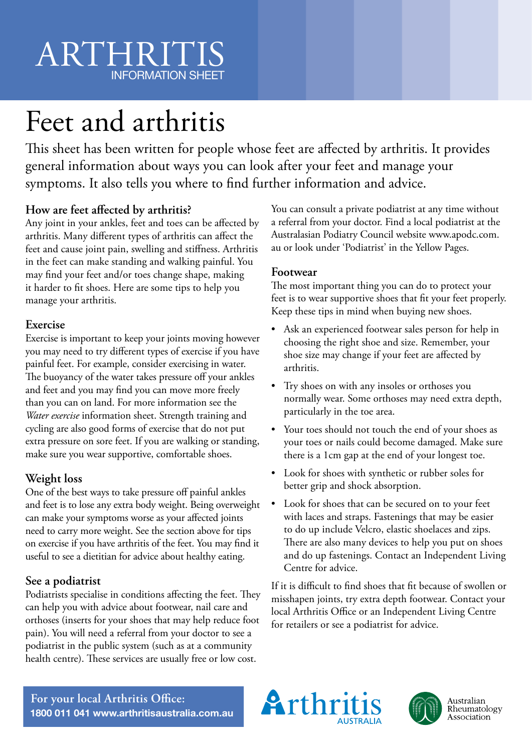# ARTHRITIS INFORMATION SHEET

# Feet and arthritis

This sheet has been written for people whose feet are affected by arthritis. It provides general information about ways you can look after your feet and manage your symptoms. It also tells you where to find further information and advice.

### How are feet affected by arthritis?

Any joint in your ankles, feet and toes can be affected by arthritis. Many different types of arthritis can affect the feet and cause joint pain, swelling and stiffness. Arthritis in the feet can make standing and walking painful. You may find your feet and/or toes change shape, making it harder to fit shoes. Here are some tips to help you manage your arthritis.

### Exercise

Exercise is important to keep your joints moving however you may need to try different types of exercise if you have painful feet. For example, consider exercising in water. The buoyancy of the water takes pressure off your ankles and feet and you may find you can move more freely than you can on land. For more information see the *Water exercise* information sheet. Strength training and cycling are also good forms of exercise that do not put extra pressure on sore feet. If you are walking or standing, make sure you wear supportive, comfortable shoes.

### Weight loss

One of the best ways to take pressure off painful ankles and feet is to lose any extra body weight. Being overweight can make your symptoms worse as your affected joints need to carry more weight. See the section above for tips on exercise if you have arthritis of the feet. You may find it useful to see a dietitian for advice about healthy eating.

### See a podiatrist

Podiatrists specialise in conditions affecting the feet. They can help you with advice about footwear, nail care and orthoses (inserts for your shoes that may help reduce foot pain). You will need a referral from your doctor to see a podiatrist in the public system (such as at a community health centre). These services are usually free or low cost.

You can consult a private podiatrist at any time without a referral from your doctor. Find a local podiatrist at the Australasian Podiatry Council website www.apodc.com.au or look under 'Podiatrist' in the Yellow Pages.

### Footwear

The most important thing you can do to protect your feet is to wear supportive shoes that fit your feet properly. Keep these tips in mind when buying new shoes.

- Ask an experienced footwear sales person for help in choosing the right shoe and size. Remember, your shoe size may change if your feet are affected by arthritis.
- Try shoes on with any insoles or orthoses you normally wear. Some orthoses may need extra depth, particularly in the toe area.
- Your toes should not touch the end of your shoes as your toes or nails could become damaged. Make sure there is a 1cm gap at the end of your longest toe.
- Look for shoes with synthetic or rubber soles for better grip and shock absorption.
- Look for shoes that can be secured on to your feet with laces and straps. Fastenings that may be easier to do up include Velcro, elastic shoelaces and zips. There are also many devices to help you put on shoes and do up fastenings. Contact an Independent Living Centre for advice.

If it is difficult to find shoes that fit because of swollen or misshapen joints, try extra depth footwear. Contact your local Arthritis Office or an Independent Living Centre for retailers or see a podiatrist for advice.

**For your local Arthritis Office:**
**1800 011 041 www.arthritisaustralia.com.au**

Arthritis AUSTRALIA

Australian Rheumatology Association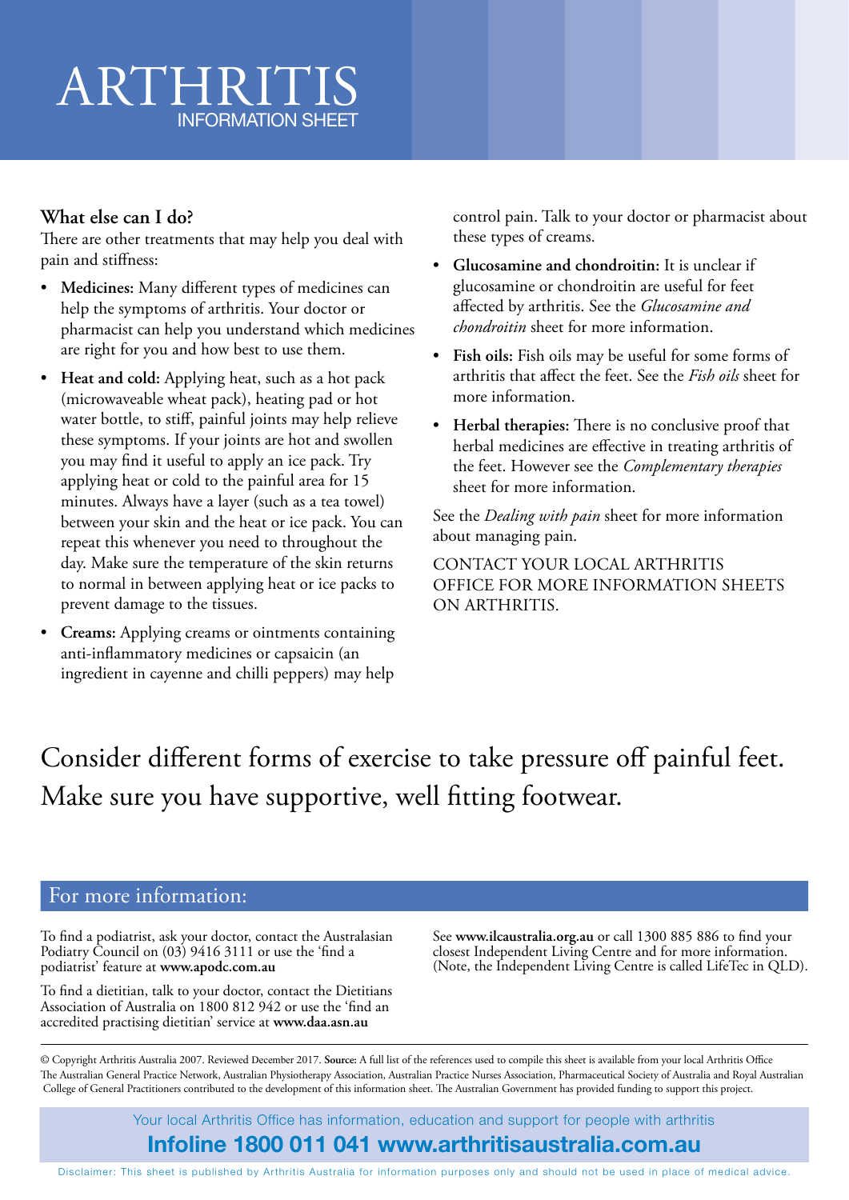# ARTHRITIS
INFORMATION SHEET

**What else can I do?**

There are other treatments that may help you deal with pain and stiffness:

- **Medicines:** Many different types of medicines can help the symptoms of arthritis. Your doctor or pharmacist can help you understand which medicines are right for you and how best to use them.
- **Heat and cold:** Applying heat, such as a hot pack (microwaveable wheat pack), heating pad or hot water bottle, to stiff, painful joints may help relieve these symptoms. If your joints are hot and swollen you may find it useful to apply an ice pack. Try applying heat or cold to the painful area for 15 minutes. Always have a layer (such as a tea towel) between your skin and the heat or ice pack. You can repeat this whenever you need to throughout the day. Make sure the temperature of the skin returns to normal in between applying heat or ice packs to prevent damage to the tissues.
- **Creams:** Applying creams or ointments containing anti-inflammatory medicines or capsaicin (an ingredient in cayenne and chilli peppers) may help control pain. Talk to your doctor or pharmacist about these types of creams.
- **Glucosamine and chondroitin:** It is unclear if glucosamine or chondroitin are useful for feet affected by arthritis. See the *Glucosamine and chondroitin* sheet for more information.
- **Fish oils:** Fish oils may be useful for some forms of arthritis that affect the feet. See the *Fish oils* sheet for more information.
- **Herbal therapies:** There is no conclusive proof that herbal medicines are effective in treating arthritis of the feet. However see the *Complementary therapies* sheet for more information.

See the *Dealing with pain* sheet for more information about managing pain.

CONTACT YOUR LOCAL ARTHRITIS OFFICE FOR MORE INFORMATION SHEETS ON ARTHRITIS.

Consider different forms of exercise to take pressure off painful feet. Make sure you have supportive, well fitting footwear.

## For more information:

To find a podiatrist, ask your doctor, contact the Australasian Podiatry Council on (03) 9416 3111 or use the 'find a podiatrist' feature at **www.apodc.com.au**

To find a dietitian, talk to your doctor, contact the Dietitians Association of Australia on 1800 812 942 or use the 'find an accredited practising dietitian' service at **www.daa.asn.au**

See **www.ilcaustralia.org.au** or call 1300 885 886 to find your closest Independent Living Centre and for more information. (Note, the Independent Living Centre is called LifeTec in QLD).

© Copyright Arthritis Australia 2007. Reviewed December 2017. **Source:** A full list of the references used to compile this sheet is available from your local Arthritis Office
The Australian General Practice Network, Australian Physiotherapy Association, Australian Practice Nurses Association, Pharmaceutical Society of Australia and Royal Australian College of General Practitioners contributed to the development of this information sheet. The Australian Government has provided funding to support this project.

Your local Arthritis Office has information, education and support for people with arthritis

**Infoline 1800 011 041 www.arthritisaustralia.com.au**

Disclaimer: This sheet is published by Arthritis Australia for information purposes only and should not be used in place of medical advice.